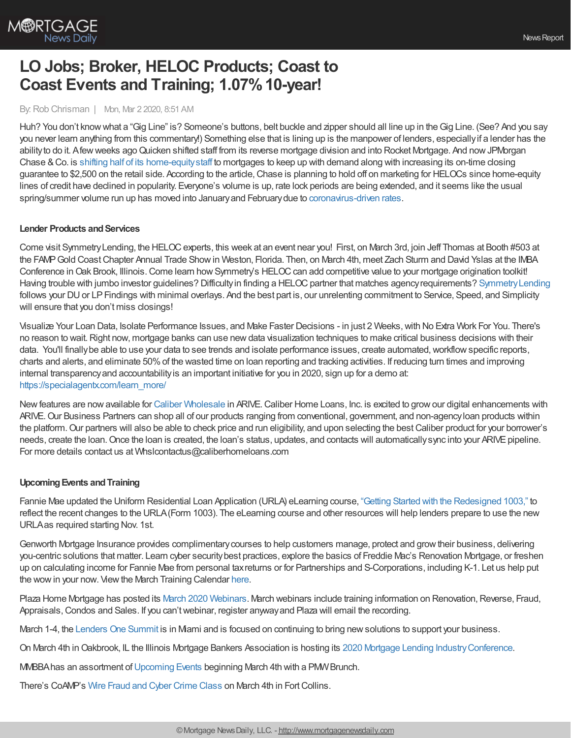# LO Jobs; Broker, HELOC Products; Coast to Coast Events and Training; 1.07% 10-year!

By: Rob Chrisman | Mon, Mar 2 2020, 8:51 AM

Huh? You don't know what a "Gig Line" is? Someone's buttons, belt buckle and zipper should all line up in the Gig Line. (See? And you say you never learn anything from this commentary!) Something else that is lining up is the manpower of lenders, especially if a lender has the ability to do it. A few weeks ago Quicken shifted staff from its reverse mortgage division and into Rocket Mortgage. And now JPMorgan Chase & Co. is shifting half of its home-equity staff to mortgages to keep up with demand along with increasing its on-time closing guarantee to $2,500 on the retail side. According to the article, Chase is planning to hold off on marketing for HELOCs since home-equity lines of credit have declined in popularity. Everyone's volume is up, rate lock periods are being extended, and it seems like the usual spring/summer volume run up has moved into January and February due to coronavirus-driven rates.

### Lender Products and Services

Come visit Symmetry Lending, the HELOC experts, this week at an event near you! First, on March 3rd, join Jeff Thomas at Booth #503 at the FAMP Gold Coast Chapter Annual Trade Show in Weston, Florida. Then, on March 4th, meet Zach Sturm and David Yslas at the IMBA Conference in Oak Brook, Illinois. Come learn how Symmetry's HELOC can add competitive value to your mortgage origination toolkit! Having trouble with jumbo investor guidelines? Difficulty in finding a HELOC partner that matches agency requirements? Symmetry Lending follows your DU or LP Findings with minimal overlays. And the best part is, our unrelenting commitment to Service, Speed, and Simplicity will ensure that you don't miss closings!

Visualize Your Loan Data, Isolate Performance Issues, and Make Faster Decisions - in just 2 Weeks, with No Extra Work For You. There's no reason to wait. Right now, mortgage banks can use new data visualization techniques to make critical business decisions with their data. You'll finally be able to use your data to see trends and isolate performance issues, create automated, workflow specific reports, charts and alerts, and eliminate 50% of the wasted time on loan reporting and tracking activities. If reducing turn times and improving internal transparency and accountability is an important initiative for you in 2020, sign up for a demo at: https://specialagentx.com/learn_more/

New features are now available for Caliber Wholesale in ARIVE. Caliber Home Loans, Inc. is excited to grow our digital enhancements with ARIVE. Our Business Partners can shop all of our products ranging from conventional, government, and non-agency loan products within the platform. Our partners will also be able to check price and run eligibility, and upon selecting the best Caliber product for your borrower's needs, create the loan. Once the loan is created, the loan's status, updates, and contacts will automatically sync into your ARIVE pipeline. For more details contact us at Whslcontactus@caliberhomeloans.com

### Upcoming Events and Training

Fannie Mae updated the Uniform Residential Loan Application (URLA) eLearning course, "Getting Started with the Redesigned 1003," to reflect the recent changes to the URLA (Form 1003). The eLearning course and other resources will help lenders prepare to use the new URLA as required starting Nov. 1st.

Genworth Mortgage Insurance provides complimentary courses to help customers manage, protect and grow their business, delivering you-centric solutions that matter. Learn cyber security best practices, explore the basics of Freddie Mac's Renovation Mortgage, or freshen up on calculating income for Fannie Mae from personal tax returns or for Partnerships and S-Corporations, including K-1. Let us help put the wow in your now. View the March Training Calendar here.

Plaza Home Mortgage has posted its March 2020 Webinars. March webinars include training information on Renovation, Reverse, Fraud, Appraisals, Condos and Sales. If you can't webinar, register anyway and Plaza will email the recording.

March 1-4, the Lenders One Summit is in Miami and is focused on continuing to bring new solutions to support your business.

On March 4th in Oakbrook, IL the Illinois Mortgage Bankers Association is hosting its 2020 Mortgage Lending Industry Conference.

MMBBA has an assortment of Upcoming Events beginning March 4th with a PMW Brunch.

There's CoAMP's Wire Fraud and Cyber Crime Class on March 4th in Fort Collins.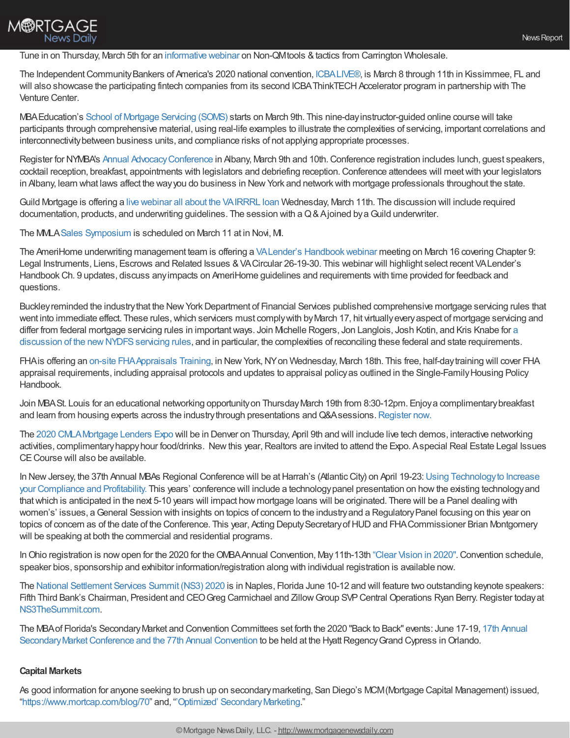Tune in on Thursday, March 5th for an informative webinar on Non-QM tools & tactics from Carrington Wholesale.

The Independent Community Bankers of America's 2020 national convention, ICBA LIVE®, is March 8 through 11th in Kissimmee, FL and will also showcase the participating fintech companies from its second ICBA ThinkTECH Accelerator program in partnership with The Venture Center.

MBA Education's School of Mortgage Servicing (SOMS) starts on March 9th. This nine-day instructor-guided online course will take participants through comprehensive material, using real-life examples to illustrate the complexities of servicing, important correlations and interconnectivity between business units, and compliance risks of not applying appropriate processes.

Register for NYMBA's Annual Advocacy Conference in Albany, March 9th and 10th. Conference registration includes lunch, guest speakers, cocktail reception, breakfast, appointments with legislators and debriefing reception. Conference attendees will meet with your legislators in Albany, learn what laws affect the way you do business in New York and network with mortgage professionals throughout the state.

Guild Mortgage is offering a live webinar all about the VA IRRRL loan Wednesday, March 11th. The discussion will include required documentation, products, and underwriting guidelines. The session with a Q & A joined by a Guild underwriter.

The MMLA Sales Symposium is scheduled on March 11 at in Novi, MI.

The AmeriHome underwriting management team is offering a VA Lender's Handbook webinar meeting on March 16 covering Chapter 9: Legal Instruments, Liens, Escrows and Related Issues & VA Circular 26-19-30. This webinar will highlight select recent VA Lender's Handbook Ch. 9 updates, discuss any impacts on AmeriHome guidelines and requirements with time provided for feedback and questions.

Buckley reminded the industry that the New York Department of Financial Services published comprehensive mortgage servicing rules that went into immediate effect. These rules, which servicers must comply with by March 17, hit virtually every aspect of mortgage servicing and differ from federal mortgage servicing rules in important ways. Join Michelle Rogers, Jon Langlois, Josh Kotin, and Kris Knabe for a discussion of the new NYDFS servicing rules, and in particular, the complexities of reconciling these federal and state requirements.

FHA is offering an on-site FHA Appraisals Training, in New York, NY on Wednesday, March 18th. This free, half-day training will cover FHA appraisal requirements, including appraisal protocols and updates to appraisal policy as outlined in the Single-Family Housing Policy Handbook.

Join MBA St. Louis for an educational networking opportunity on Thursday March 19th from 8:30-12pm. Enjoy a complimentary breakfast and learn from housing experts across the industry through presentations and Q&A sessions. Register now.

The 2020 CMLA Mortgage Lenders Expo will be in Denver on Thursday, April 9th and will include live tech demos, interactive networking activities, complimentary happy hour food/drinks. New this year, Realtors are invited to attend the Expo. A special Real Estate Legal Issues CE Course will also be available.

In New Jersey, the 37th Annual MBAs Regional Conference will be at Harrah's (Atlantic City) on April 19-23: Using Technology to Increase your Compliance and Profitability. This years' conference will include a technology panel presentation on how the existing technology and that which is anticipated in the next 5-10 years will impact how mortgage loans will be originated. There will be a Panel dealing with women's' issues, a General Session with insights on topics of concern to the industry and a Regulatory Panel focusing on this year on topics of concern as of the date of the Conference. This year, Acting Deputy Secretary of HUD and FHA Commissioner Brian Montgomery will be speaking at both the commercial and residential programs.

In Ohio registration is now open for the 2020 for the OMBA Annual Convention, May 11th-13th "Clear Vision in 2020". Convention schedule, speaker bios, sponsorship and exhibitor information/registration along with individual registration is available now.

The National Settlement Services Summit (NS3) 2020 is in Naples, Florida June 10-12 and will feature two outstanding keynote speakers: Fifth Third Bank's Chairman, President and CEO Greg Carmichael and Zillow Group SVP Central Operations Ryan Berry. Register today at NS3TheSummit.com.

The MBA of Florida's Secondary Market and Convention Committees set forth the 2020 "Back to Back" events: June 17-19, 17th Annual Secondary Market Conference and the 77th Annual Convention to be held at the Hyatt Regency Grand Cypress in Orlando.

**Capital Markets**

As good information for anyone seeking to brush up on secondary marketing, San Diego's MCM (Mortgage Capital Management) issued, "https://www.mortcap.com/blog/70" and, "'Optimized' Secondary Marketing."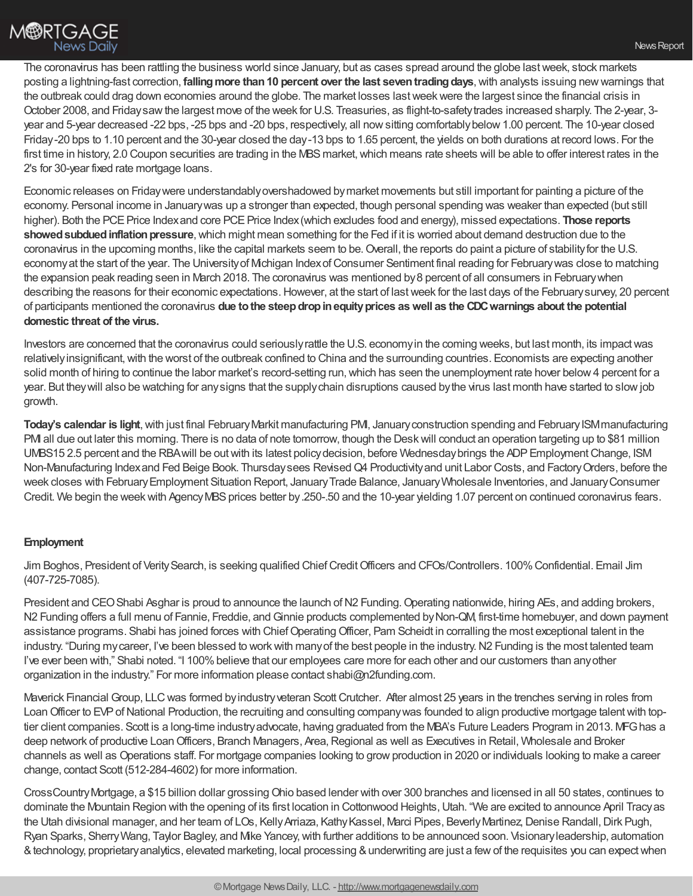The coronavirus has been rattling the business world since January, but as cases spread around the globe last week, stock markets posting a lightning-fast correction, **falling more than 10 percent over the last seven trading days**, with analysts issuing new warnings that the outbreak could drag down economies around the globe. The market losses last week were the largest since the financial crisis in October 2008, and Friday saw the largest move of the week for U.S. Treasuries, as flight-to-safety trades increased sharply. The 2-year, 3-year and 5-year decreased -22 bps, -25 bps and -20 bps, respectively, all now sitting comfortably below 1.00 percent. The 10-year closed Friday -20 bps to 1.10 percent and the 30-year closed the day -13 bps to 1.65 percent, the yields on both durations at record lows. For the first time in history, 2.0 Coupon securities are trading in the MBS market, which means rate sheets will be able to offer interest rates in the 2's for 30-year fixed rate mortgage loans.

Economic releases on Friday were understandably overshadowed by market movements but still important for painting a picture of the economy. Personal income in January was up a stronger than expected, though personal spending was weaker than expected (but still higher). Both the PCE Price Index and core PCE Price Index (which excludes food and energy), missed expectations. **Those reports showed subdued inflation pressure**, which might mean something for the Fed if it is worried about demand destruction due to the coronavirus in the upcoming months, like the capital markets seem to be. Overall, the reports do paint a picture of stability for the U.S. economy at the start of the year. The University of Michigan Index of Consumer Sentiment final reading for February was close to matching the expansion peak reading seen in March 2018. The coronavirus was mentioned by 8 percent of all consumers in February when describing the reasons for their economic expectations. However, at the start of last week for the last days of the February survey, 20 percent of participants mentioned the coronavirus **due to the steep drop in equity prices as well as the CDC warnings about the potential domestic threat of the virus.**

Investors are concerned that the coronavirus could seriously rattle the U.S. economy in the coming weeks, but last month, its impact was relatively insignificant, with the worst of the outbreak confined to China and the surrounding countries. Economists are expecting another solid month of hiring to continue the labor market's record-setting run, which has seen the unemployment rate hover below 4 percent for a year. But they will also be watching for any signs that the supply chain disruptions caused by the virus last month have started to slow job growth.

**Today's calendar is light**, with just final February Markit manufacturing PMI, January construction spending and February ISM manufacturing PMI all due out later this morning. There is no data of note tomorrow, though the Desk will conduct an operation targeting up to $81 million UMBS15 2.5 percent and the RBA will be out with its latest policy decision, before Wednesday brings the ADP Employment Change, ISM Non-Manufacturing Index and Fed Beige Book. Thursday sees Revised Q4 Productivity and unit Labor Costs, and Factory Orders, before the week closes with February Employment Situation Report, January Trade Balance, January Wholesale Inventories, and January Consumer Credit. We begin the week with Agency MBS prices better by .250-.50 and the 10-year yielding 1.07 percent on continued coronavirus fears.

**Employment**

Jim Boghos, President of Verity Search, is seeking qualified Chief Credit Officers and CFOs/Controllers. 100% Confidential. Email Jim (407-725-7085).

President and CEO Shabi Asghar is proud to announce the launch of N2 Funding. Operating nationwide, hiring AEs, and adding brokers, N2 Funding offers a full menu of Fannie, Freddie, and Ginnie products complemented by Non-QM, first-time homebuyer, and down payment assistance programs. Shabi has joined forces with Chief Operating Officer, Pam Scheidt in corralling the most exceptional talent in the industry. "During my career, I've been blessed to work with many of the best people in the industry. N2 Funding is the most talented team I've ever been with," Shabi noted. "I 100% believe that our employees care more for each other and our customers than any other organization in the industry." For more information please contact shabi@n2funding.com.

Maverick Financial Group, LLC was formed by industry veteran Scott Crutcher. After almost 25 years in the trenches serving in roles from Loan Officer to EVP of National Production, the recruiting and consulting company was founded to align productive mortgage talent with top-tier client companies. Scott is a long-time industry advocate, having graduated from the MBA's Future Leaders Program in 2013. MFG has a deep network of productive Loan Officers, Branch Managers, Area, Regional as well as Executives in Retail, Wholesale and Broker channels as well as Operations staff. For mortgage companies looking to grow production in 2020 or individuals looking to make a career change, contact Scott (512-284-4602) for more information.

CrossCountry Mortgage, a $15 billion dollar grossing Ohio based lender with over 300 branches and licensed in all 50 states, continues to dominate the Mountain Region with the opening of its first location in Cottonwood Heights, Utah. "We are excited to announce April Tracy as the Utah divisional manager, and her team of LOs, Kelly Arriaza, Kathy Kassel, Marci Pipes, Beverly Martinez, Denise Randall, Dirk Pugh, Ryan Sparks, Sherry Wang, Taylor Bagley, and Mike Yancey, with further additions to be announced soon. Visionary leadership, automation & technology, proprietary analytics, elevated marketing, local processing & underwriting are just a few of the requisites you can expect when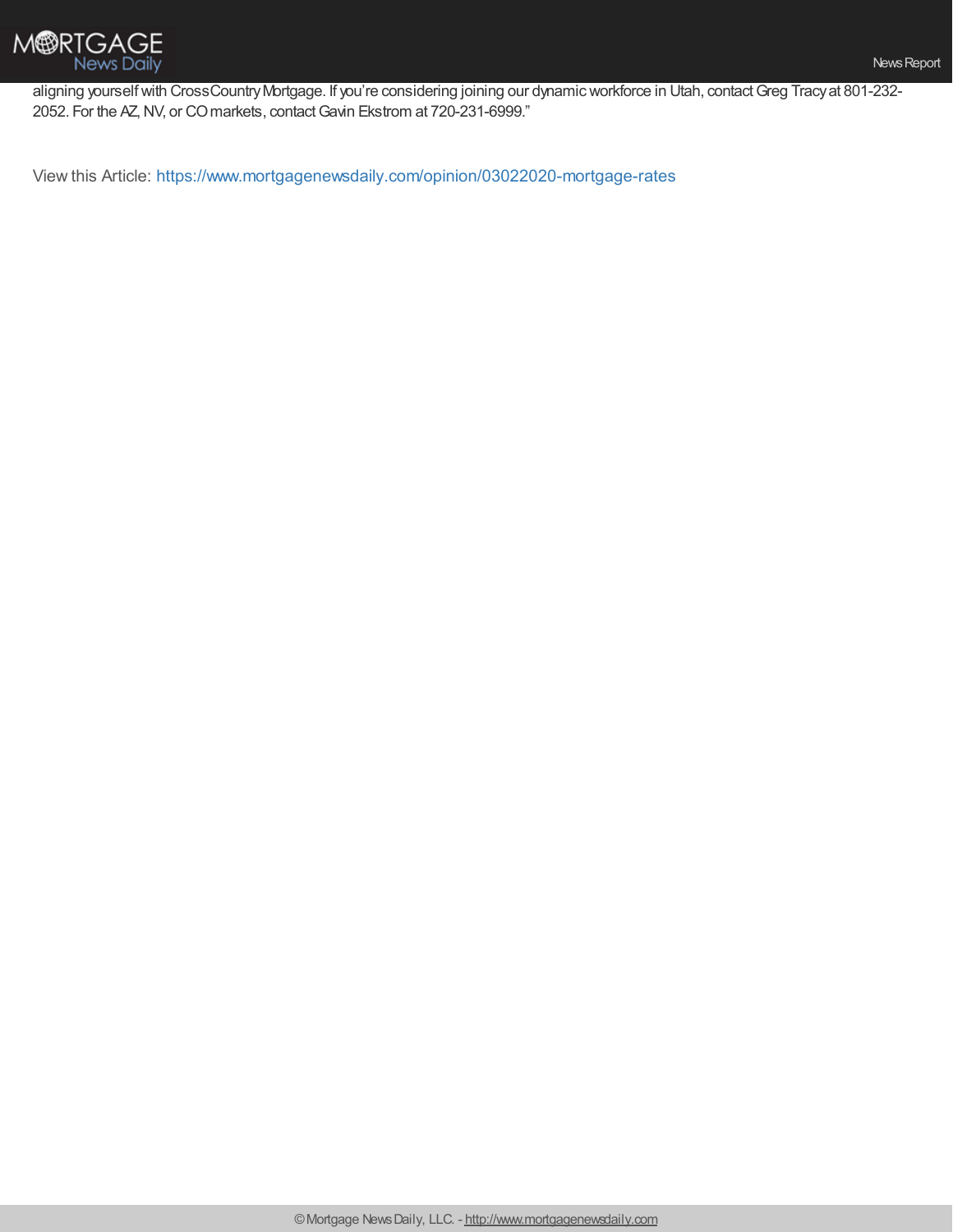aligning yourself with CrossCountry Mortgage. If you're considering joining our dynamic workforce in Utah, contact Greg Tracy at 801-232-2052. For the AZ, NV, or CO markets, contact Gavin Ekstrom at 720-231-6999."

View this Article: https://www.mortgagenewsdaily.com/opinion/03022020-mortgage-rates